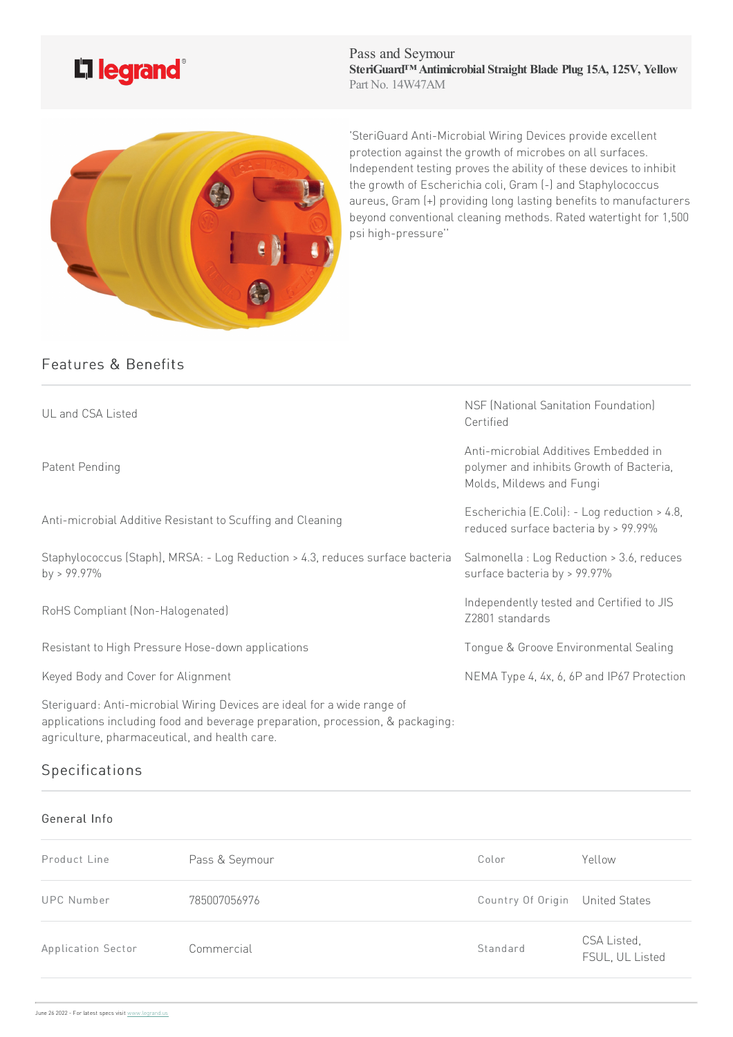Pass and Seymour
**SteriGuard™ Antimicrobial Straight Blade Plug 15A, 125V, Yellow**
Part No. 14W47AM

'SteriGuard Anti-Microbial Wiring Devices provide excellent protection against the growth of microbes on all surfaces. Independent testing proves the ability of these devices to inhibit the growth of Escherichia coli, Gram (-) and Staphylococcus aureus, Gram (+) providing long lasting benefits to manufacturers beyond conventional cleaning methods. Rated watertight for 1,500 psi high-pressure''

## Features & Benefits

- UL and CSA Listed
- Patent Pending
- Anti-microbial Additive Resistant to Scuffing and Cleaning
- Staphylococcus (Staph), MRSA: - Log Reduction > 4.3, reduces surface bacteria by > 99.97%
- RoHS Compliant (Non-Halogenated)
- Resistant to High Pressure Hose-down applications
- Keyed Body and Cover for Alignment
- Steriguard: Anti-microbial Wiring Devices are ideal for a wide range of applications including food and beverage preparation, procession, & packaging: agriculture, pharmaceutical, and health care.
- NSF (National Sanitation Foundation) Certified
- Anti-microbial Additives Embedded in polymer and inhibits Growth of Bacteria, Molds, Mildews and Fungi
- Escherichia (E.Coli): - Log reduction > 4.8, reduced surface bacteria by > 99.99%
- Salmonella : Log Reduction > 3.6, reduces surface bacteria by > 99.97%
- Independently tested and Certified to JIS Z2801 standards
- Tongue & Groove Environmental Sealing
- NEMA Type 4, 4x, 6, 6P and IP67 Protection

## Specifications

### General Info

| | | | |
|---|---|---|---|
| Product Line | Pass & Seymour | Color | Yellow |
| UPC Number | 785007056976 | Country Of Origin | United States |
| Application Sector | Commercial | Standard | CSA Listed, FSUL, UL Listed |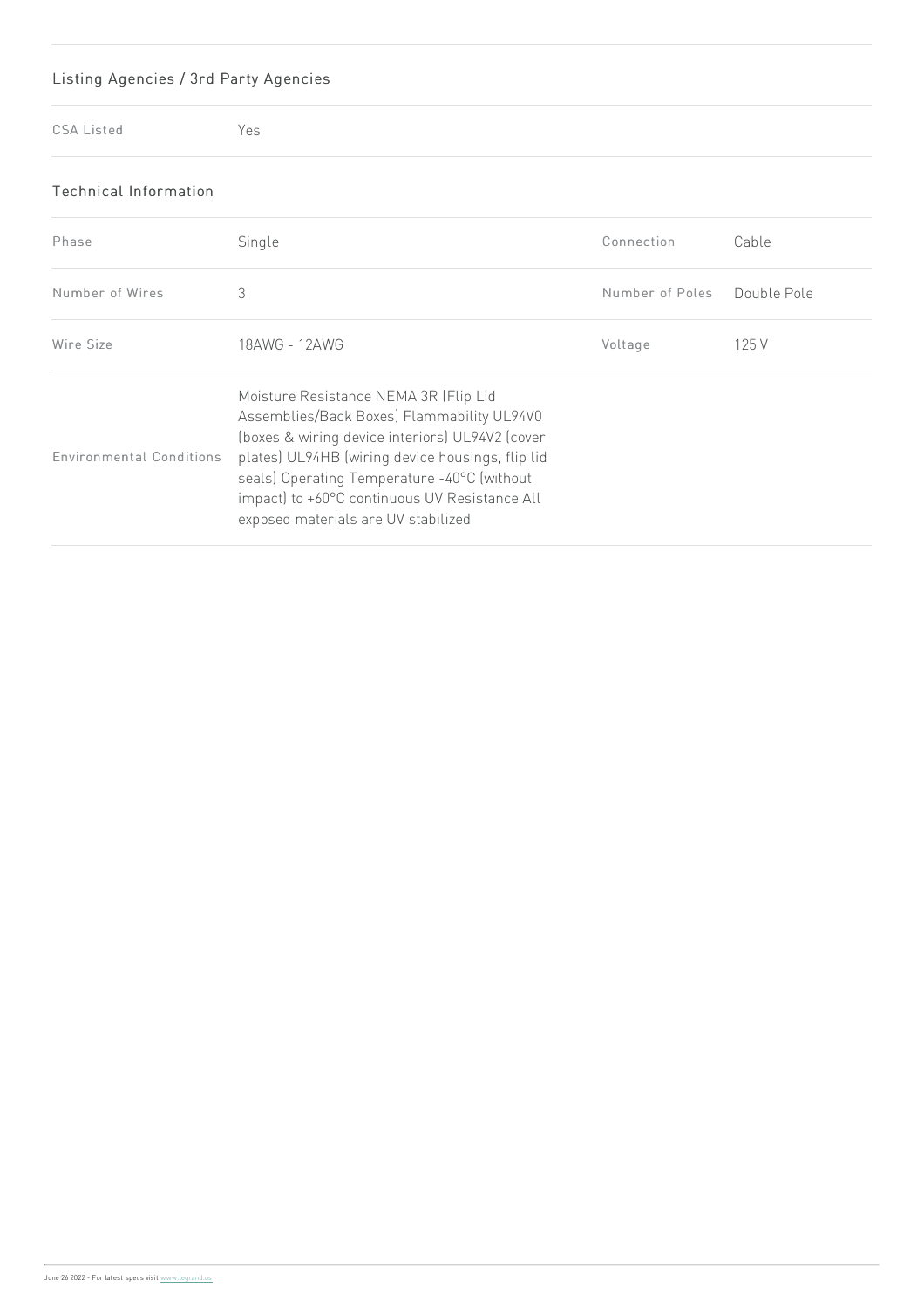## Listing Agencies / 3rd Party Agencies

| | |
|---|---|
| CSA Listed | Yes |

## Technical Information

| | | | |
|---|---|---|---|
| Phase | Single | Connection | Cable |
| Number of Wires | 3 | Number of Poles | Double Pole |
| Wire Size | 18AWG - 12AWG | Voltage | 125 V |
| Environmental Conditions | Moisture Resistance NEMA 3R (Flip Lid Assemblies/Back Boxes) Flammability UL94V0 (boxes & wiring device interiors) UL94V2 (cover plates) UL94HB (wiring device housings, flip lid seals) Operating Temperature -40°C (without impact) to +60°C continuous UV Resistance All exposed materials are UV stabilized | | |